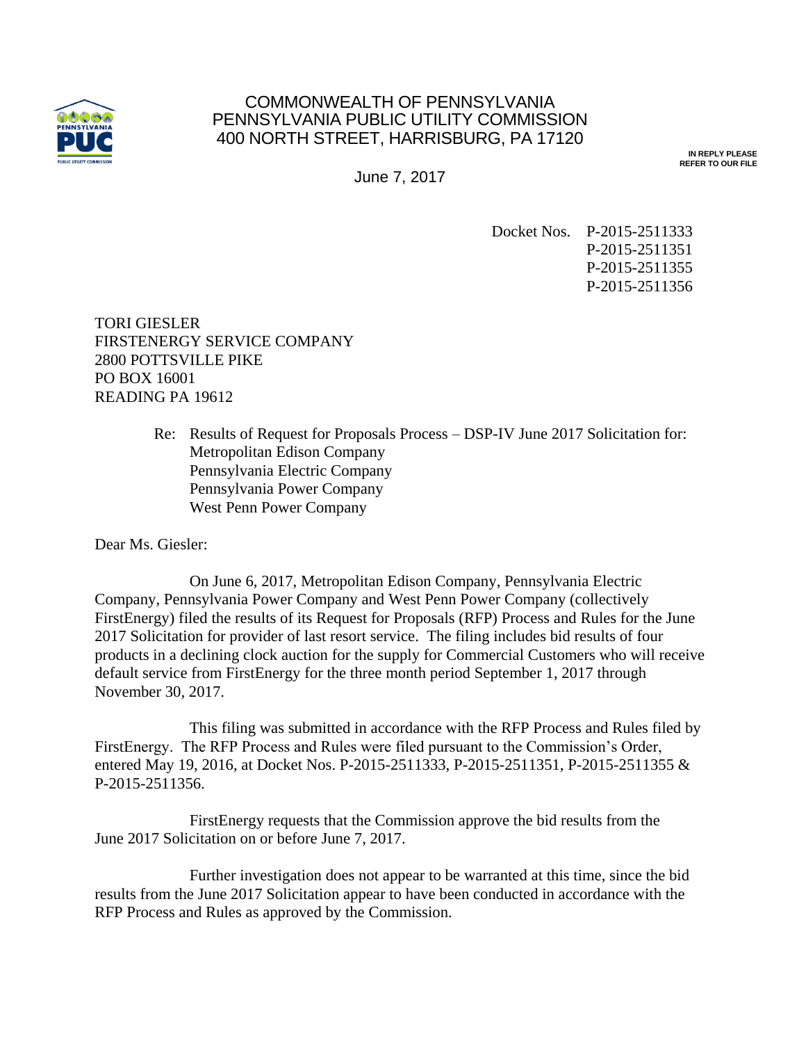COMMONWEALTH OF PENNSYLVANIA
PENNSYLVANIA PUBLIC UTILITY COMMISSION
400 NORTH STREET, HARRISBURG, PA 17120

**IN REPLY PLEASE REFER TO OUR FILE**

June 7, 2017

Docket Nos. P-2015-2511333
P-2015-2511351
P-2015-2511355
P-2015-2511356

TORI GIESLER
FIRSTENERGY SERVICE COMPANY
2800 POTTSVILLE PIKE
PO BOX 16001
READING PA 19612

Re: Results of Request for Proposals Process – DSP-IV June 2017 Solicitation for:
Metropolitan Edison Company
Pennsylvania Electric Company
Pennsylvania Power Company
West Penn Power Company

Dear Ms. Giesler:

On June 6, 2017, Metropolitan Edison Company, Pennsylvania Electric Company, Pennsylvania Power Company and West Penn Power Company (collectively FirstEnergy) filed the results of its Request for Proposals (RFP) Process and Rules for the June 2017 Solicitation for provider of last resort service. The filing includes bid results of four products in a declining clock auction for the supply for Commercial Customers who will receive default service from FirstEnergy for the three month period September 1, 2017 through November 30, 2017.

This filing was submitted in accordance with the RFP Process and Rules filed by FirstEnergy. The RFP Process and Rules were filed pursuant to the Commission's Order, entered May 19, 2016, at Docket Nos. P-2015-2511333, P-2015-2511351, P-2015-2511355 & P-2015-2511356.

FirstEnergy requests that the Commission approve the bid results from the June 2017 Solicitation on or before June 7, 2017.

Further investigation does not appear to be warranted at this time, since the bid results from the June 2017 Solicitation appear to have been conducted in accordance with the RFP Process and Rules as approved by the Commission.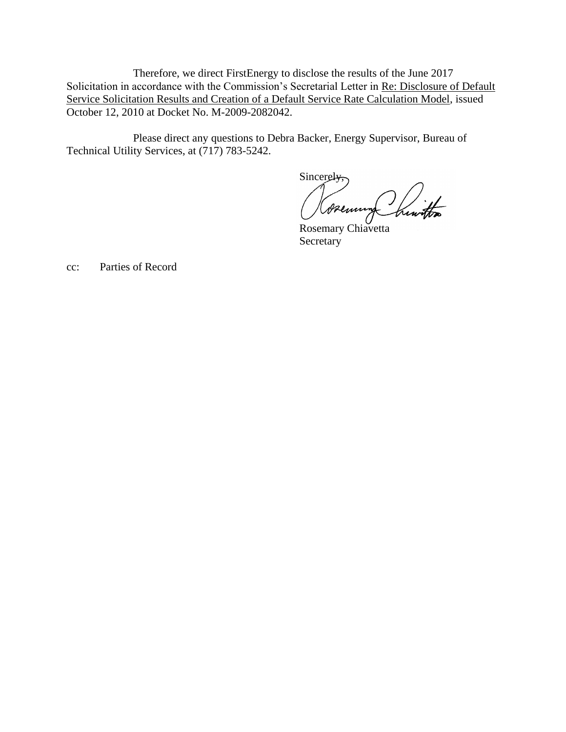Therefore, we direct FirstEnergy to disclose the results of the June 2017 Solicitation in accordance with the Commission's Secretarial Letter in Re: Disclosure of Default Service Solicitation Results and Creation of a Default Service Rate Calculation Model, issued October 12, 2010 at Docket No. M-2009-2082042.

Please direct any questions to Debra Backer, Energy Supervisor, Bureau of Technical Utility Services, at (717) 783-5242.

Sincerely,

Rosemary Chiavetta
Secretary

cc: Parties of Record